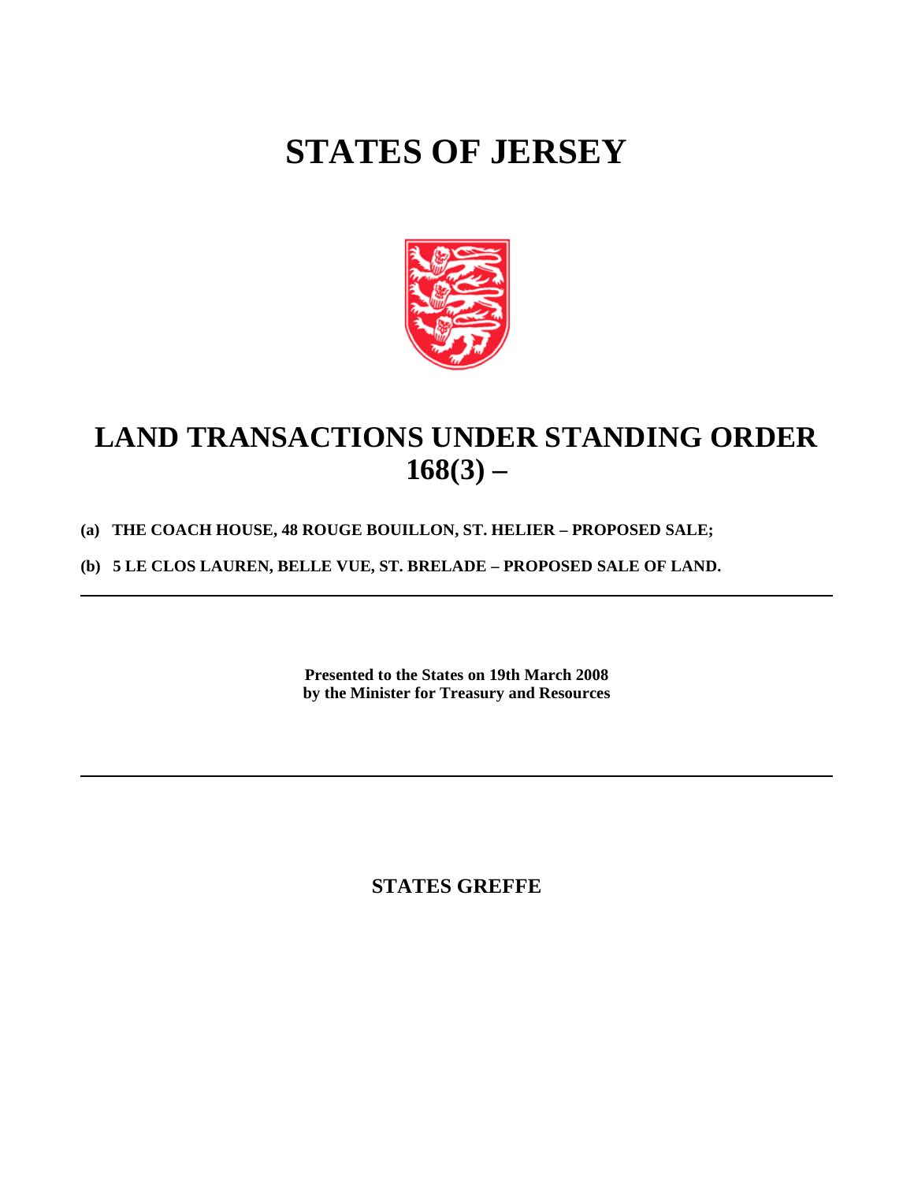# STATES OF JERSEY

## LAND TRANSACTIONS UNDER STANDING ORDER 168(3) –

**(a) THE COACH HOUSE, 48 ROUGE BOUILLON, ST. HELIER – PROPOSED SALE;**

**(b) 5 LE CLOS LAUREN, BELLE VUE, ST. BRELADE – PROPOSED SALE OF LAND.**

---

**Presented to the States on 19th March 2008**
**by the Minister for Treasury and Resources**

---

**STATES GREFFE**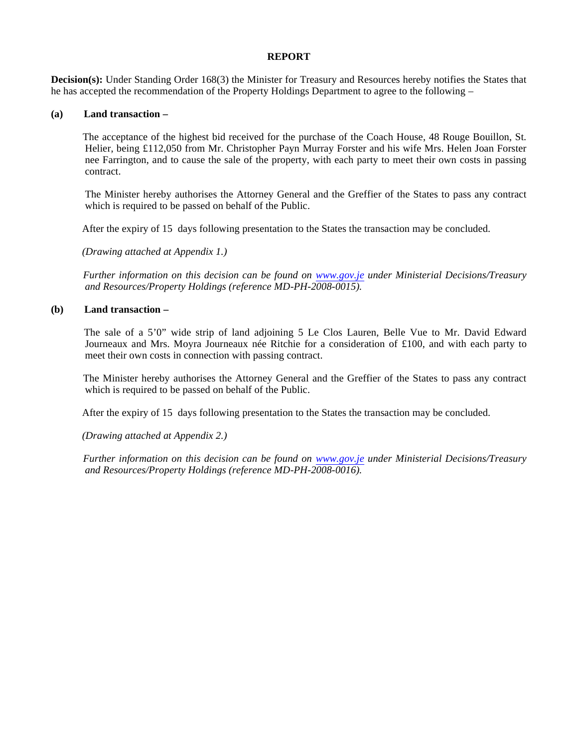**REPORT**

**Decision(s):** Under Standing Order 168(3) the Minister for Treasury and Resources hereby notifies the States that he has accepted the recommendation of the Property Holdings Department to agree to the following –

**(a) Land transaction –**

The acceptance of the highest bid received for the purchase of the Coach House, 48 Rouge Bouillon, St. Helier, being £112,050 from Mr. Christopher Payn Murray Forster and his wife Mrs. Helen Joan Forster nee Farrington, and to cause the sale of the property, with each party to meet their own costs in passing contract.

The Minister hereby authorises the Attorney General and the Greffier of the States to pass any contract which is required to be passed on behalf of the Public.

After the expiry of 15 days following presentation to the States the transaction may be concluded.

*(Drawing attached at Appendix 1.)*

*Further information on this decision can be found on www.gov.je under Ministerial Decisions/Treasury and Resources/Property Holdings (reference MD-PH-2008-0015).*

**(b) Land transaction –**

The sale of a 5'0" wide strip of land adjoining 5 Le Clos Lauren, Belle Vue to Mr. David Edward Journeaux and Mrs. Moyra Journeaux née Ritchie for a consideration of £100, and with each party to meet their own costs in connection with passing contract.

The Minister hereby authorises the Attorney General and the Greffier of the States to pass any contract which is required to be passed on behalf of the Public.

After the expiry of 15 days following presentation to the States the transaction may be concluded.

*(Drawing attached at Appendix 2.)*

*Further information on this decision can be found on www.gov.je under Ministerial Decisions/Treasury and Resources/Property Holdings (reference MD-PH-2008-0016).*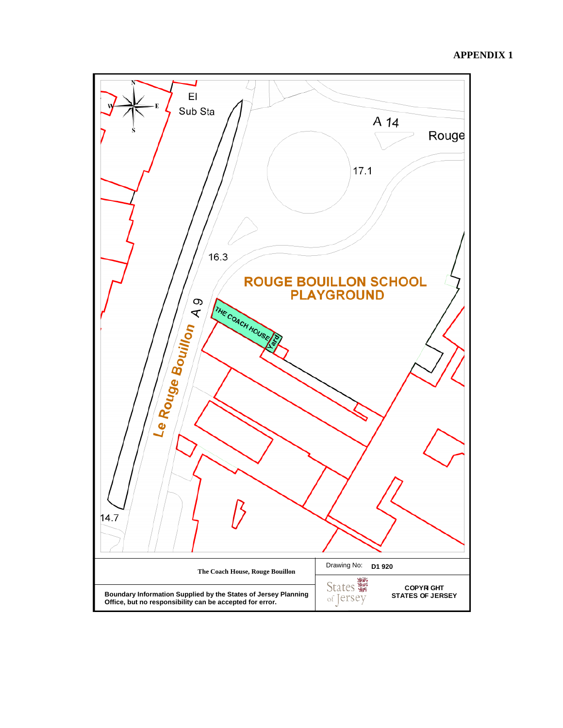**APPENDIX 1**

El
Sub Sta

A 14

Rouge

17.1

16.3

ROUGE BOUILLON SCHOOL
PLAYGROUND

A 9

Le Rouge Bouillon

THE COACH HOUSE

Yard

14.7

| | | |
|---|---|---|
| **The Coach House, Rouge Bouillon** | Drawing No: **D1 920** | |
| **Boundary Information Supplied by the States of Jersey Planning Office, but no responsibility can be accepted for error.** | States of Jersey | **COPYRIGHT STATES OF JERSEY** |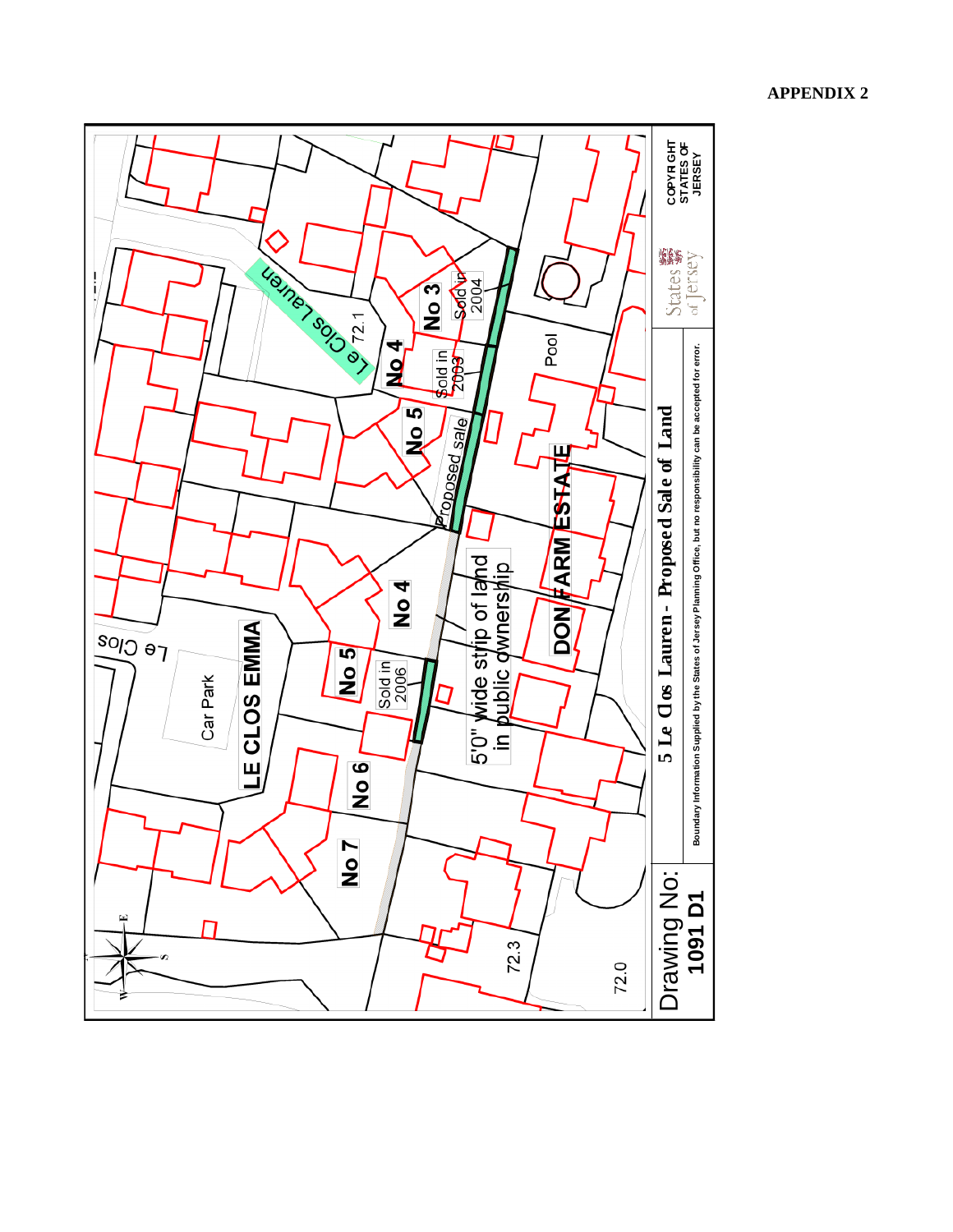**APPENDIX 2**

Le Clos Lauren

72.1

No 3

Sold in 2004

No 4

Sold in 2003

No 5

Proposed sale

Pool

LE CLOS EMMA

Le Clos

Car Park

No 4

No 5

Sold in 2006

No 6

No 7

5'0" wide strip of land in public ownership

DONFARM ESTATE

72.3

72.0

Drawing No: 1091 D1

5 Le Clos Lauren - Proposed Sale of Land

Boundary Information Supplied by the States of Jersey Planning Office, but no responsibility can be accepted for error.

States of Jersey

COPYRIGHT STATES OF JERSEY